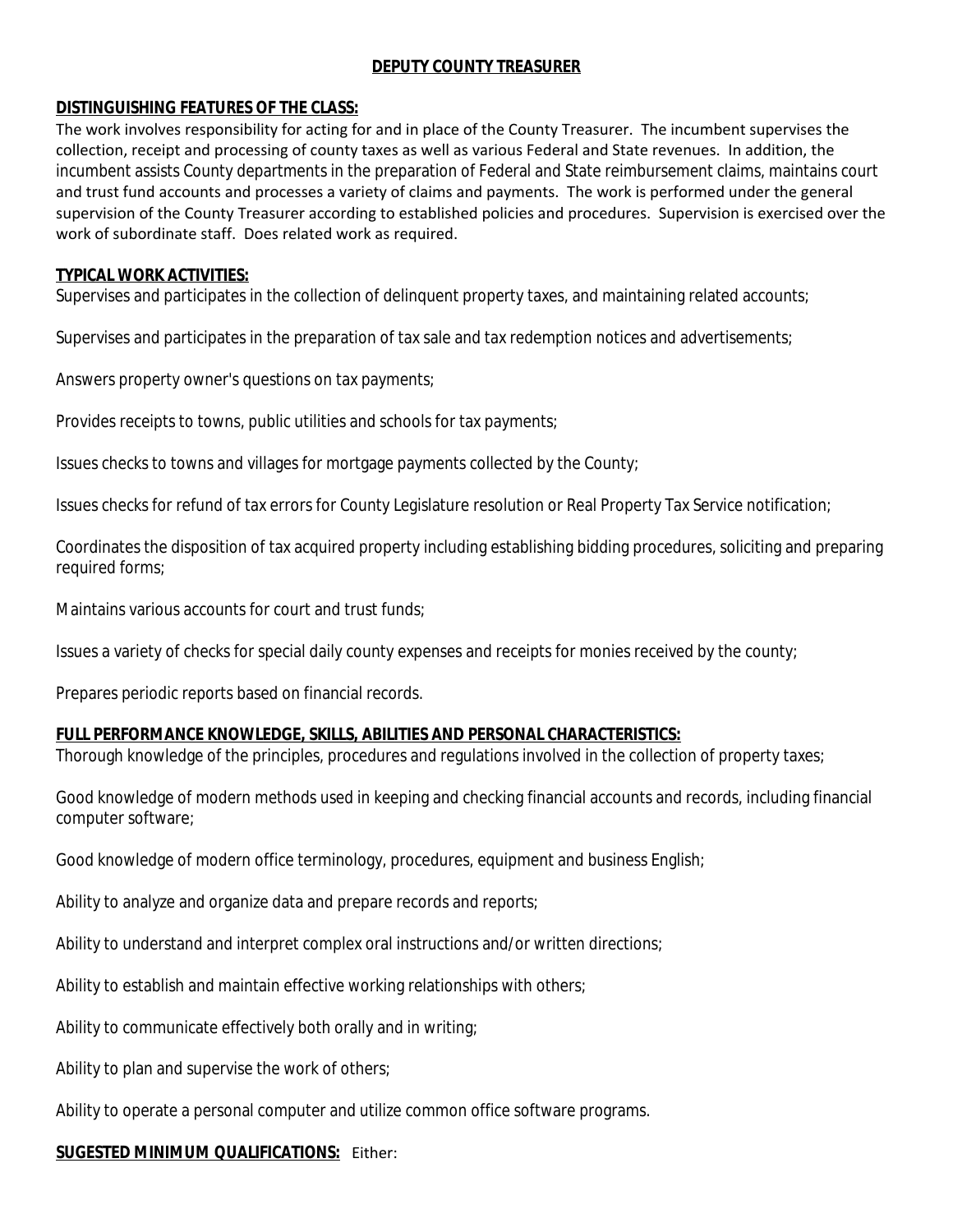# DEPUTY COUNTY TREASURER

## DISTINGUISHING FEATURES OF THE CLASS:

The work involves responsibility for acting for and in place of the County Treasurer. The incumbent supervises the collection, receipt and processing of county taxes as well as various Federal and State revenues. In addition, the incumbent assists County departments in the preparation of Federal and State reimbursement claims, maintains court and trust fund accounts and processes a variety of claims and payments. The work is performed under the general supervision of the County Treasurer according to established policies and procedures. Supervision is exercised over the work of subordinate staff. Does related work as required.

## TYPICAL WORK ACTIVITIES:

Supervises and participates in the collection of delinquent property taxes, and maintaining related accounts;

Supervises and participates in the preparation of tax sale and tax redemption notices and advertisements;

Answers property owner's questions on tax payments;

Provides receipts to towns, public utilities and schools for tax payments;

Issues checks to towns and villages for mortgage payments collected by the County;

Issues checks for refund of tax errors for County Legislature resolution or Real Property Tax Service notification;

Coordinates the disposition of tax acquired property including establishing bidding procedures, soliciting and preparing required forms;

Maintains various accounts for court and trust funds;

Issues a variety of checks for special daily county expenses and receipts for monies received by the county;

Prepares periodic reports based on financial records.

## FULL PERFORMANCE KNOWLEDGE, SKILLS, ABILITIES AND PERSONAL CHARACTERISTICS:

Thorough knowledge of the principles, procedures and regulations involved in the collection of property taxes;

Good knowledge of modern methods used in keeping and checking financial accounts and records, including financial computer software;

Good knowledge of modern office terminology, procedures, equipment and business English;

Ability to analyze and organize data and prepare records and reports;

Ability to understand and interpret complex oral instructions and/or written directions;

Ability to establish and maintain effective working relationships with others;

Ability to communicate effectively both orally and in writing;

Ability to plan and supervise the work of others;

Ability to operate a personal computer and utilize common office software programs.

**SUGESTED MINIMUM QUALIFICATIONS:** Either: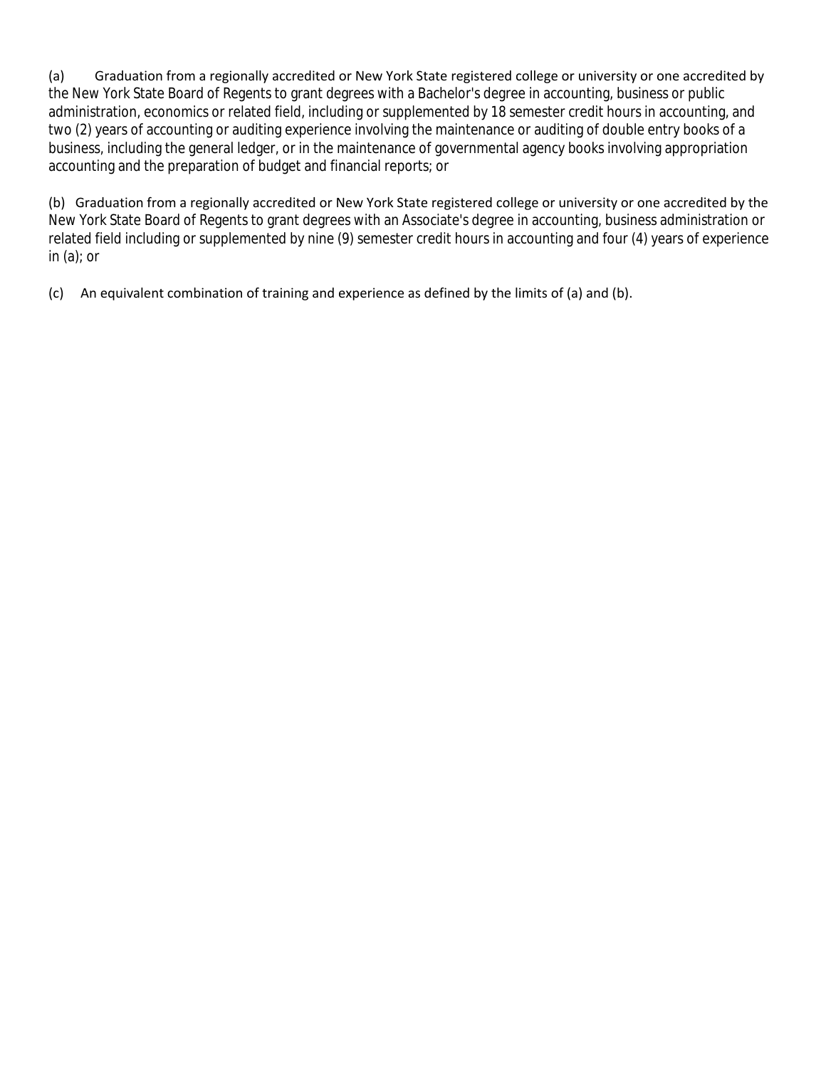(a) Graduation from a regionally accredited or New York State registered college or university or one accredited by the New York State Board of Regents to grant degrees with a Bachelor's degree in accounting, business or public administration, economics or related field, including or supplemented by 18 semester credit hours in accounting, and two (2) years of accounting or auditing experience involving the maintenance or auditing of double entry books of a business, including the general ledger, or in the maintenance of governmental agency books involving appropriation accounting and the preparation of budget and financial reports; or

(b) Graduation from a regionally accredited or New York State registered college or university or one accredited by the New York State Board of Regents to grant degrees with an Associate's degree in accounting, business administration or related field including or supplemented by nine (9) semester credit hours in accounting and four (4) years of experience in (a); or

(c) An equivalent combination of training and experience as defined by the limits of (a) and (b).